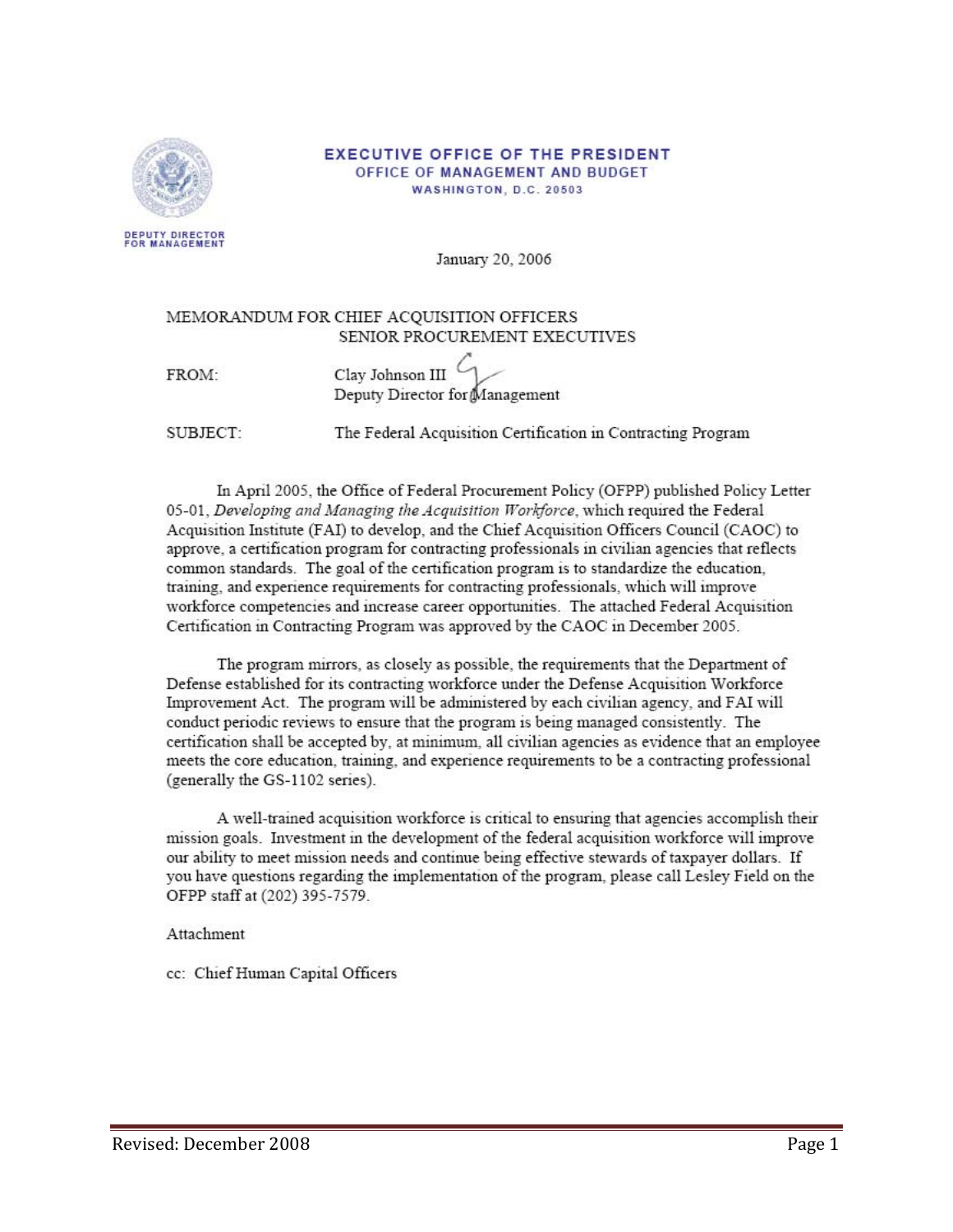**EXECUTIVE OFFICE OF THE PRESIDENT**
**OFFICE OF MANAGEMENT AND BUDGET**
**WASHINGTON, D.C. 20503**

DEPUTY DIRECTOR FOR MANAGEMENT

January 20, 2006

MEMORANDUM FOR CHIEF ACQUISITION OFFICERS
SENIOR PROCUREMENT EXECUTIVES

FROM: Clay Johnson III
Deputy Director for Management

SUBJECT: The Federal Acquisition Certification in Contracting Program

In April 2005, the Office of Federal Procurement Policy (OFPP) published Policy Letter 05-01, *Developing and Managing the Acquisition Workforce*, which required the Federal Acquisition Institute (FAI) to develop, and the Chief Acquisition Officers Council (CAOC) to approve, a certification program for contracting professionals in civilian agencies that reflects common standards. The goal of the certification program is to standardize the education, training, and experience requirements for contracting professionals, which will improve workforce competencies and increase career opportunities. The attached Federal Acquisition Certification in Contracting Program was approved by the CAOC in December 2005.

The program mirrors, as closely as possible, the requirements that the Department of Defense established for its contracting workforce under the Defense Acquisition Workforce Improvement Act. The program will be administered by each civilian agency, and FAI will conduct periodic reviews to ensure that the program is being managed consistently. The certification shall be accepted by, at minimum, all civilian agencies as evidence that an employee meets the core education, training, and experience requirements to be a contracting professional (generally the GS-1102 series).

A well-trained acquisition workforce is critical to ensuring that agencies accomplish their mission goals. Investment in the development of the federal acquisition workforce will improve our ability to meet mission needs and continue being effective stewards of taxpayer dollars. If you have questions regarding the implementation of the program, please call Lesley Field on the OFPP staff at (202) 395-7579.

Attachment

cc: Chief Human Capital Officers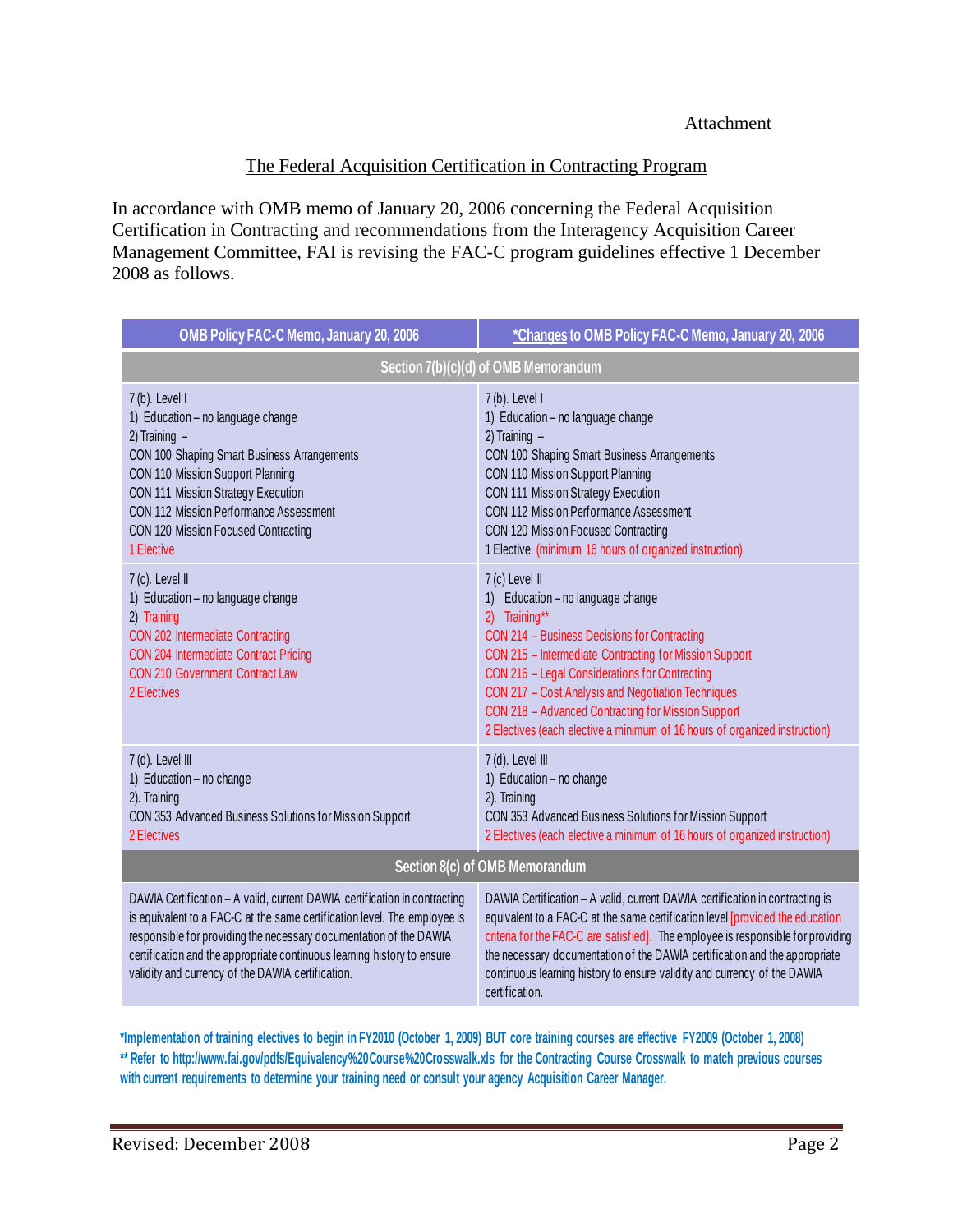Attachment

The Federal Acquisition Certification in Contracting Program

In accordance with OMB memo of January 20, 2006 concerning the Federal Acquisition Certification in Contracting and recommendations from the Interagency Acquisition Career Management Committee, FAI is revising the FAC-C program guidelines effective 1 December 2008 as follows.

| OMB Policy FAC-C Memo, January 20, 2006 | *Changes to OMB Policy FAC-C Memo, January 20, 2006 |
|---|---|
| **Section 7(b)(c)(d) of OMB Memorandum** | |
| 7 (b). Level I<br>1) Education – no language change<br>2) Training –<br>CON 100 Shaping Smart Business Arrangements<br>CON 110 Mission Support Planning<br>CON 111 Mission Strategy Execution<br>CON 112 Mission Performance Assessment<br>CON 120 Mission Focused Contracting<br>1 Elective | 7 (b). Level I<br>1) Education – no language change<br>2) Training –<br>CON 100 Shaping Smart Business Arrangements<br>CON 110 Mission Support Planning<br>CON 111 Mission Strategy Execution<br>CON 112 Mission Performance Assessment<br>CON 120 Mission Focused Contracting<br>1 Elective (minimum 16 hours of organized instruction) |
| 7 (c). Level II<br>1) Education – no language change<br>2) Training<br>CON 202 Intermediate Contracting<br>CON 204 Intermediate Contract Pricing<br>CON 210 Government Contract Law<br>2 Electives | 7 (c) Level II<br>1) Education – no language change<br>2) Training**<br>CON 214 – Business Decisions for Contracting<br>CON 215 – Intermediate Contracting for Mission Support<br>CON 216 – Legal Considerations for Contracting<br>CON 217 – Cost Analysis and Negotiation Techniques<br>CON 218 – Advanced Contracting for Mission Support<br>2 Electives (each elective a minimum of 16 hours of organized instruction) |
| 7 (d). Level III<br>1) Education – no change<br>2). Training<br>CON 353 Advanced Business Solutions for Mission Support<br>2 Electives | 7 (d). Level III<br>1) Education – no change<br>2). Training<br>CON 353 Advanced Business Solutions for Mission Support<br>2 Electives (each elective a minimum of 16 hours of organized instruction) |
| **Section 8(c) of OMB Memorandum** | |
| DAWIA Certification – A valid, current DAWIA certification in contracting is equivalent to a FAC-C at the same certification level. The employee is responsible for providing the necessary documentation of the DAWIA certification and the appropriate continuous learning history to ensure validity and currency of the DAWIA certification. | DAWIA Certification – A valid, current DAWIA certification in contracting is equivalent to a FAC-C at the same certification level [provided the education criteria for the FAC-C are satisfied]. The employee is responsible for providing the necessary documentation of the DAWIA certification and the appropriate continuous learning history to ensure validity and currency of the DAWIA certification. |

**\*Implementation of training electives to begin in FY2010 (October 1, 2009) BUT core training courses are effective FY2009 (October 1, 2008)**
**\*\* Refer to http://www.fai.gov/pdfs/Equivalency%20Course%20Crosswalk.xls for the Contracting Course Crosswalk to match previous courses with current requirements to determine your training need or consult your agency Acquisition Career Manager.**

Revised: December 2008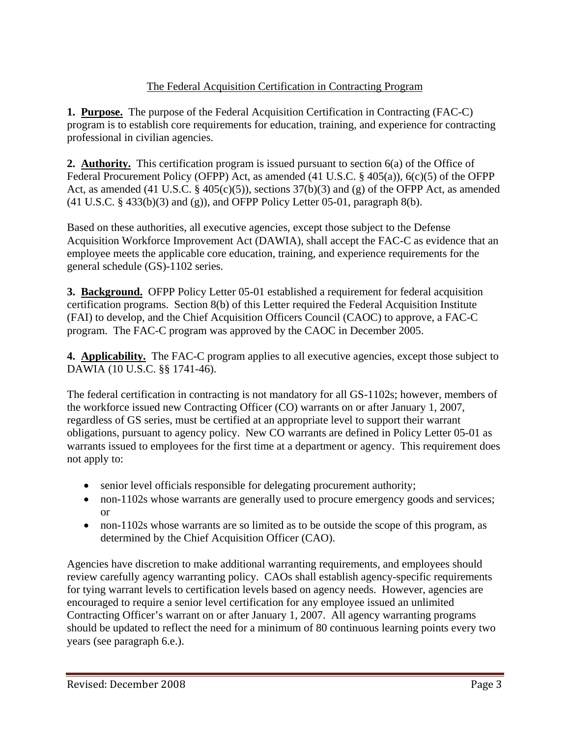The Federal Acquisition Certification in Contracting Program

**1. Purpose.** The purpose of the Federal Acquisition Certification in Contracting (FAC-C) program is to establish core requirements for education, training, and experience for contracting professional in civilian agencies.

**2. Authority.** This certification program is issued pursuant to section 6(a) of the Office of Federal Procurement Policy (OFPP) Act, as amended (41 U.S.C. § 405(a)), 6(c)(5) of the OFPP Act, as amended (41 U.S.C. § 405(c)(5)), sections 37(b)(3) and (g) of the OFPP Act, as amended (41 U.S.C. § 433(b)(3) and (g)), and OFPP Policy Letter 05-01, paragraph 8(b).

Based on these authorities, all executive agencies, except those subject to the Defense Acquisition Workforce Improvement Act (DAWIA), shall accept the FAC-C as evidence that an employee meets the applicable core education, training, and experience requirements for the general schedule (GS)-1102 series.

**3. Background.** OFPP Policy Letter 05-01 established a requirement for federal acquisition certification programs. Section 8(b) of this Letter required the Federal Acquisition Institute (FAI) to develop, and the Chief Acquisition Officers Council (CAOC) to approve, a FAC-C program. The FAC-C program was approved by the CAOC in December 2005.

**4. Applicability.** The FAC-C program applies to all executive agencies, except those subject to DAWIA (10 U.S.C. §§ 1741-46).

The federal certification in contracting is not mandatory for all GS-1102s; however, members of the workforce issued new Contracting Officer (CO) warrants on or after January 1, 2007, regardless of GS series, must be certified at an appropriate level to support their warrant obligations, pursuant to agency policy. New CO warrants are defined in Policy Letter 05-01 as warrants issued to employees for the first time at a department or agency. This requirement does not apply to:

- senior level officials responsible for delegating procurement authority;
- non-1102s whose warrants are generally used to procure emergency goods and services; or
- non-1102s whose warrants are so limited as to be outside the scope of this program, as determined by the Chief Acquisition Officer (CAO).

Agencies have discretion to make additional warranting requirements, and employees should review carefully agency warranting policy. CAOs shall establish agency-specific requirements for tying warrant levels to certification levels based on agency needs. However, agencies are encouraged to require a senior level certification for any employee issued an unlimited Contracting Officer's warrant on or after January 1, 2007. All agency warranting programs should be updated to reflect the need for a minimum of 80 continuous learning points every two years (see paragraph 6.e.).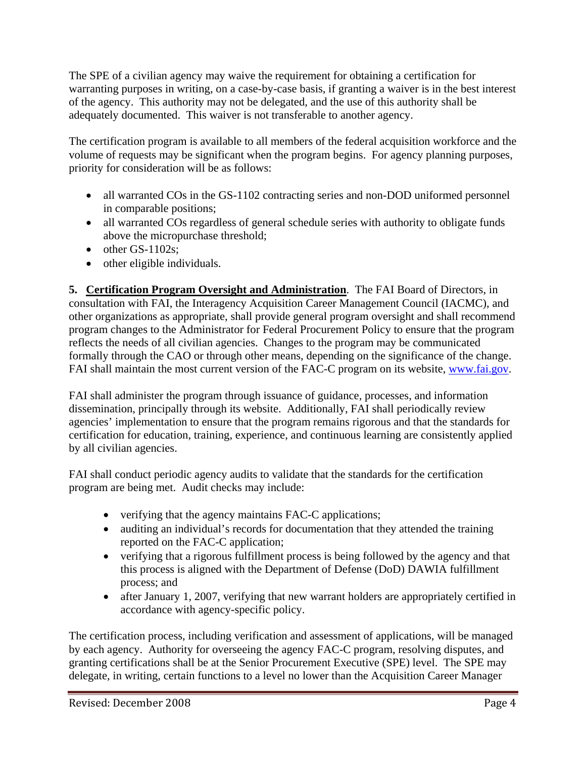The SPE of a civilian agency may waive the requirement for obtaining a certification for warranting purposes in writing, on a case-by-case basis, if granting a waiver is in the best interest of the agency. This authority may not be delegated, and the use of this authority shall be adequately documented. This waiver is not transferable to another agency.

The certification program is available to all members of the federal acquisition workforce and the volume of requests may be significant when the program begins. For agency planning purposes, priority for consideration will be as follows:

- all warranted COs in the GS-1102 contracting series and non-DOD uniformed personnel in comparable positions;
- all warranted COs regardless of general schedule series with authority to obligate funds above the micropurchase threshold;
- other GS-1102s;
- other eligible individuals.

**5. <u>Certification Program Oversight and Administration</u>**. The FAI Board of Directors, in consultation with FAI, the Interagency Acquisition Career Management Council (IACMC), and other organizations as appropriate, shall provide general program oversight and shall recommend program changes to the Administrator for Federal Procurement Policy to ensure that the program reflects the needs of all civilian agencies. Changes to the program may be communicated formally through the CAO or through other means, depending on the significance of the change. FAI shall maintain the most current version of the FAC-C program on its website, [www.fai.gov](http://www.fai.gov).

FAI shall administer the program through issuance of guidance, processes, and information dissemination, principally through its website. Additionally, FAI shall periodically review agencies' implementation to ensure that the program remains rigorous and that the standards for certification for education, training, experience, and continuous learning are consistently applied by all civilian agencies.

FAI shall conduct periodic agency audits to validate that the standards for the certification program are being met. Audit checks may include:

- verifying that the agency maintains FAC-C applications;
- auditing an individual's records for documentation that they attended the training reported on the FAC-C application;
- verifying that a rigorous fulfillment process is being followed by the agency and that this process is aligned with the Department of Defense (DoD) DAWIA fulfillment process; and
- after January 1, 2007, verifying that new warrant holders are appropriately certified in accordance with agency-specific policy.

The certification process, including verification and assessment of applications, will be managed by each agency. Authority for overseeing the agency FAC-C program, resolving disputes, and granting certifications shall be at the Senior Procurement Executive (SPE) level. The SPE may delegate, in writing, certain functions to a level no lower than the Acquisition Career Manager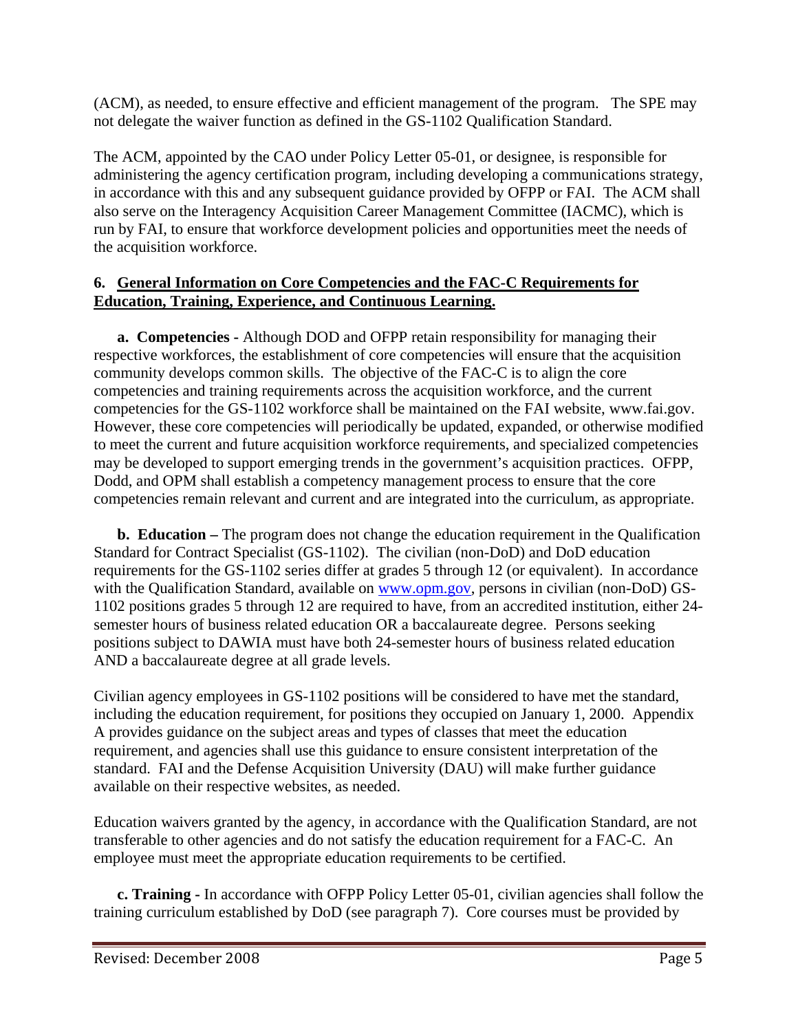(ACM), as needed, to ensure effective and efficient management of the program. The SPE may not delegate the waiver function as defined in the GS-1102 Qualification Standard.

The ACM, appointed by the CAO under Policy Letter 05-01, or designee, is responsible for administering the agency certification program, including developing a communications strategy, in accordance with this and any subsequent guidance provided by OFPP or FAI. The ACM shall also serve on the Interagency Acquisition Career Management Committee (IACMC), which is run by FAI, to ensure that workforce development policies and opportunities meet the needs of the acquisition workforce.

## 6. General Information on Core Competencies and the FAC-C Requirements for Education, Training, Experience, and Continuous Learning.

**a. Competencies -** Although DOD and OFPP retain responsibility for managing their respective workforces, the establishment of core competencies will ensure that the acquisition community develops common skills. The objective of the FAC-C is to align the core competencies and training requirements across the acquisition workforce, and the current competencies for the GS-1102 workforce shall be maintained on the FAI website, www.fai.gov. However, these core competencies will periodically be updated, expanded, or otherwise modified to meet the current and future acquisition workforce requirements, and specialized competencies may be developed to support emerging trends in the government's acquisition practices. OFPP, Dodd, and OPM shall establish a competency management process to ensure that the core competencies remain relevant and current and are integrated into the curriculum, as appropriate.

**b. Education –** The program does not change the education requirement in the Qualification Standard for Contract Specialist (GS-1102). The civilian (non-DoD) and DoD education requirements for the GS-1102 series differ at grades 5 through 12 (or equivalent). In accordance with the Qualification Standard, available on www.opm.gov, persons in civilian (non-DoD) GS-1102 positions grades 5 through 12 are required to have, from an accredited institution, either 24-semester hours of business related education OR a baccalaureate degree. Persons seeking positions subject to DAWIA must have both 24-semester hours of business related education AND a baccalaureate degree at all grade levels.

Civilian agency employees in GS-1102 positions will be considered to have met the standard, including the education requirement, for positions they occupied on January 1, 2000. Appendix A provides guidance on the subject areas and types of classes that meet the education requirement, and agencies shall use this guidance to ensure consistent interpretation of the standard. FAI and the Defense Acquisition University (DAU) will make further guidance available on their respective websites, as needed.

Education waivers granted by the agency, in accordance with the Qualification Standard, are not transferable to other agencies and do not satisfy the education requirement for a FAC-C. An employee must meet the appropriate education requirements to be certified.

**c. Training -** In accordance with OFPP Policy Letter 05-01, civilian agencies shall follow the training curriculum established by DoD (see paragraph 7). Core courses must be provided by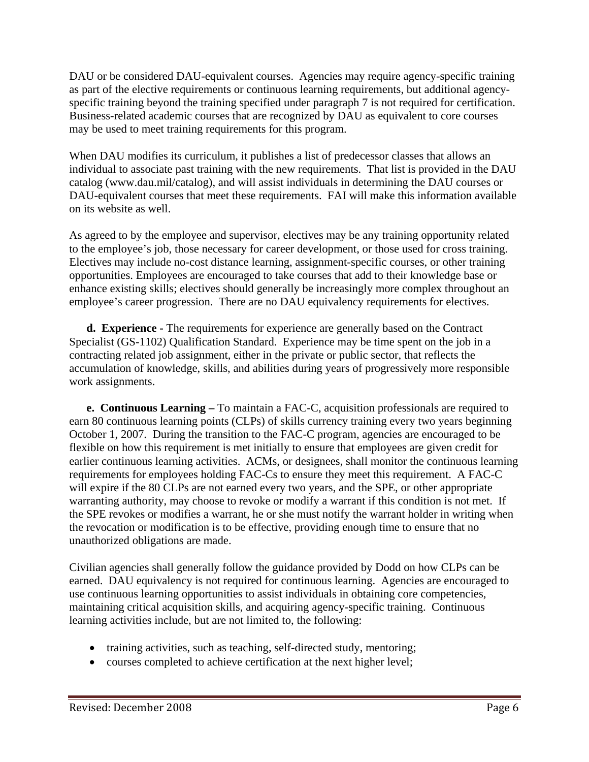DAU or be considered DAU-equivalent courses. Agencies may require agency-specific training as part of the elective requirements or continuous learning requirements, but additional agency-specific training beyond the training specified under paragraph 7 is not required for certification. Business-related academic courses that are recognized by DAU as equivalent to core courses may be used to meet training requirements for this program.

When DAU modifies its curriculum, it publishes a list of predecessor classes that allows an individual to associate past training with the new requirements. That list is provided in the DAU catalog (www.dau.mil/catalog), and will assist individuals in determining the DAU courses or DAU-equivalent courses that meet these requirements. FAI will make this information available on its website as well.

As agreed to by the employee and supervisor, electives may be any training opportunity related to the employee's job, those necessary for career development, or those used for cross training. Electives may include no-cost distance learning, assignment-specific courses, or other training opportunities. Employees are encouraged to take courses that add to their knowledge base or enhance existing skills; electives should generally be increasingly more complex throughout an employee's career progression. There are no DAU equivalency requirements for electives.

**d. Experience -** The requirements for experience are generally based on the Contract Specialist (GS-1102) Qualification Standard. Experience may be time spent on the job in a contracting related job assignment, either in the private or public sector, that reflects the accumulation of knowledge, skills, and abilities during years of progressively more responsible work assignments.

**e. Continuous Learning –** To maintain a FAC-C, acquisition professionals are required to earn 80 continuous learning points (CLPs) of skills currency training every two years beginning October 1, 2007. During the transition to the FAC-C program, agencies are encouraged to be flexible on how this requirement is met initially to ensure that employees are given credit for earlier continuous learning activities. ACMs, or designees, shall monitor the continuous learning requirements for employees holding FAC-Cs to ensure they meet this requirement. A FAC-C will expire if the 80 CLPs are not earned every two years, and the SPE, or other appropriate warranting authority, may choose to revoke or modify a warrant if this condition is not met. If the SPE revokes or modifies a warrant, he or she must notify the warrant holder in writing when the revocation or modification is to be effective, providing enough time to ensure that no unauthorized obligations are made.

Civilian agencies shall generally follow the guidance provided by Dodd on how CLPs can be earned. DAU equivalency is not required for continuous learning. Agencies are encouraged to use continuous learning opportunities to assist individuals in obtaining core competencies, maintaining critical acquisition skills, and acquiring agency-specific training. Continuous learning activities include, but are not limited to, the following:

- training activities, such as teaching, self-directed study, mentoring;
- courses completed to achieve certification at the next higher level;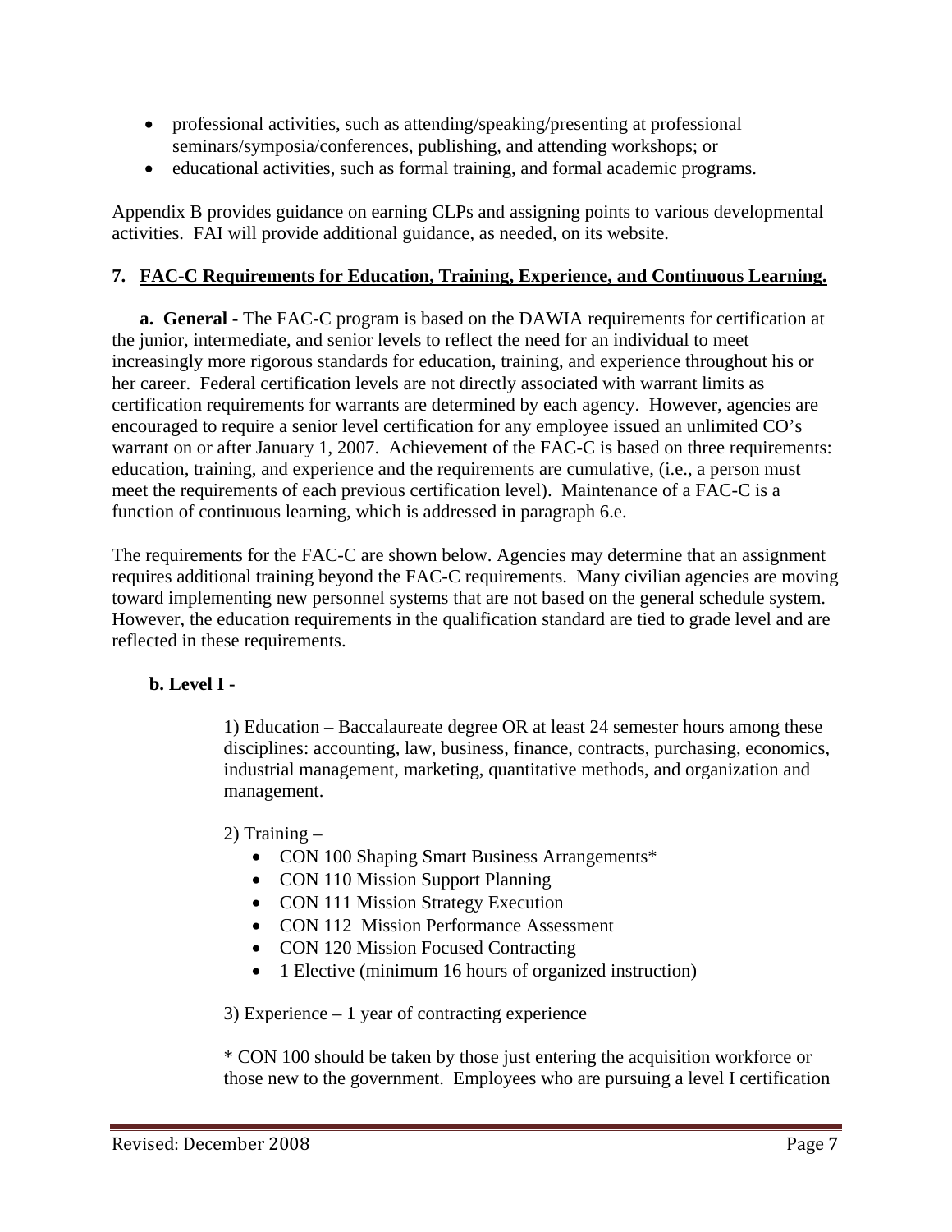- professional activities, such as attending/speaking/presenting at professional seminars/symposia/conferences, publishing, and attending workshops; or
- educational activities, such as formal training, and formal academic programs.

Appendix B provides guidance on earning CLPs and assigning points to various developmental activities. FAI will provide additional guidance, as needed, on its website.

## 7. FAC-C Requirements for Education, Training, Experience, and Continuous Learning.

**a. General -** The FAC-C program is based on the DAWIA requirements for certification at the junior, intermediate, and senior levels to reflect the need for an individual to meet increasingly more rigorous standards for education, training, and experience throughout his or her career. Federal certification levels are not directly associated with warrant limits as certification requirements for warrants are determined by each agency. However, agencies are encouraged to require a senior level certification for any employee issued an unlimited CO's warrant on or after January 1, 2007. Achievement of the FAC-C is based on three requirements: education, training, and experience and the requirements are cumulative, (i.e., a person must meet the requirements of each previous certification level). Maintenance of a FAC-C is a function of continuous learning, which is addressed in paragraph 6.e.

The requirements for the FAC-C are shown below. Agencies may determine that an assignment requires additional training beyond the FAC-C requirements. Many civilian agencies are moving toward implementing new personnel systems that are not based on the general schedule system. However, the education requirements in the qualification standard are tied to grade level and are reflected in these requirements.

**b. Level I -**

1) Education – Baccalaureate degree OR at least 24 semester hours among these disciplines: accounting, law, business, finance, contracts, purchasing, economics, industrial management, marketing, quantitative methods, and organization and management.

2) Training –

- CON 100 Shaping Smart Business Arrangements*
- CON 110 Mission Support Planning
- CON 111 Mission Strategy Execution
- CON 112 Mission Performance Assessment
- CON 120 Mission Focused Contracting
- 1 Elective (minimum 16 hours of organized instruction)

3) Experience – 1 year of contracting experience

* CON 100 should be taken by those just entering the acquisition workforce or those new to the government. Employees who are pursuing a level I certification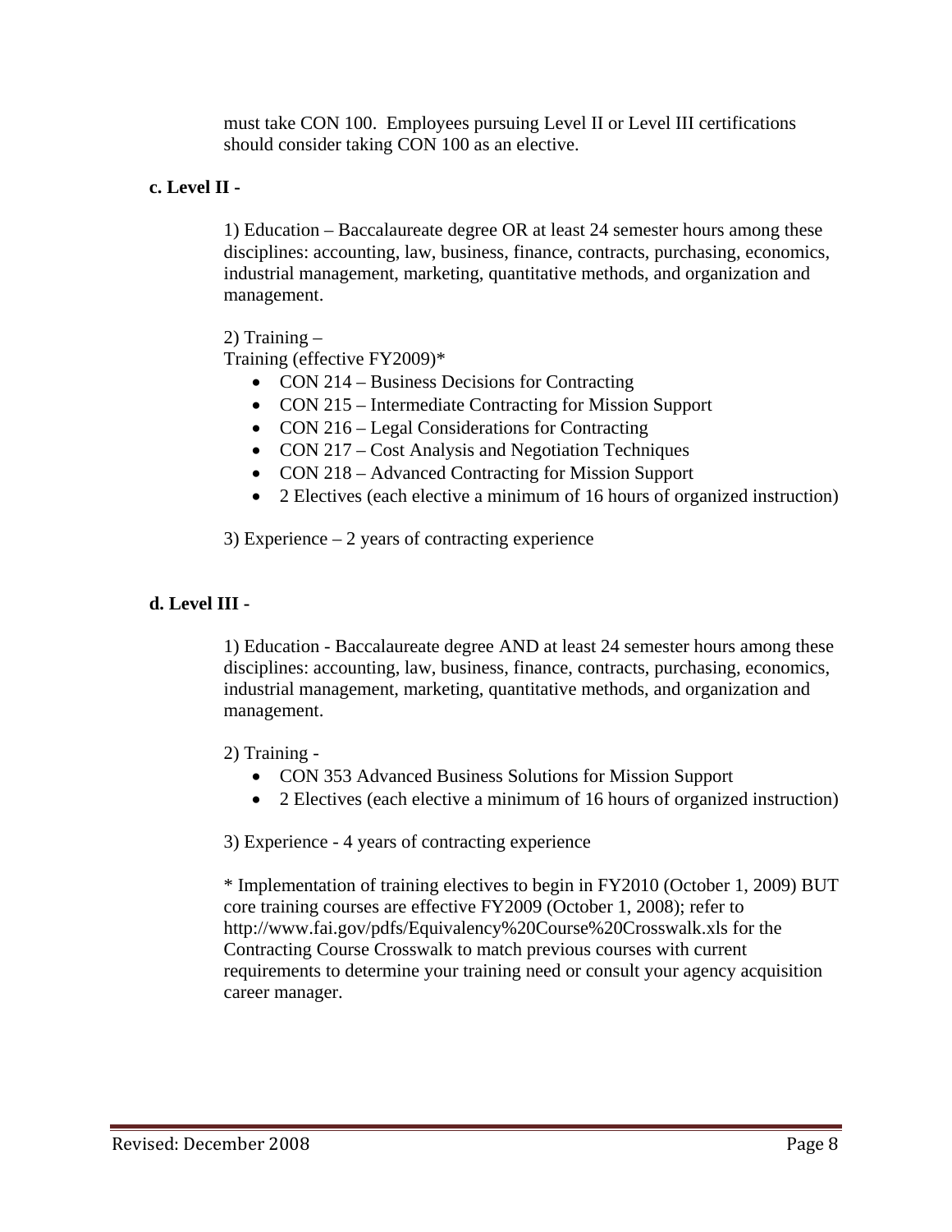must take CON 100. Employees pursuing Level II or Level III certifications should consider taking CON 100 as an elective.

**c. Level II -**

1) Education – Baccalaureate degree OR at least 24 semester hours among these disciplines: accounting, law, business, finance, contracts, purchasing, economics, industrial management, marketing, quantitative methods, and organization and management.

2) Training –
Training (effective FY2009)*

- CON 214 – Business Decisions for Contracting
- CON 215 – Intermediate Contracting for Mission Support
- CON 216 – Legal Considerations for Contracting
- CON 217 – Cost Analysis and Negotiation Techniques
- CON 218 – Advanced Contracting for Mission Support
- 2 Electives (each elective a minimum of 16 hours of organized instruction)

3) Experience – 2 years of contracting experience

**d. Level III -**

1) Education - Baccalaureate degree AND at least 24 semester hours among these disciplines: accounting, law, business, finance, contracts, purchasing, economics, industrial management, marketing, quantitative methods, and organization and management.

2) Training -

- CON 353 Advanced Business Solutions for Mission Support
- 2 Electives (each elective a minimum of 16 hours of organized instruction)

3) Experience - 4 years of contracting experience

* Implementation of training electives to begin in FY2010 (October 1, 2009) BUT core training courses are effective FY2009 (October 1, 2008); refer to http://www.fai.gov/pdfs/Equivalency%20Course%20Crosswalk.xls for the Contracting Course Crosswalk to match previous courses with current requirements to determine your training need or consult your agency acquisition career manager.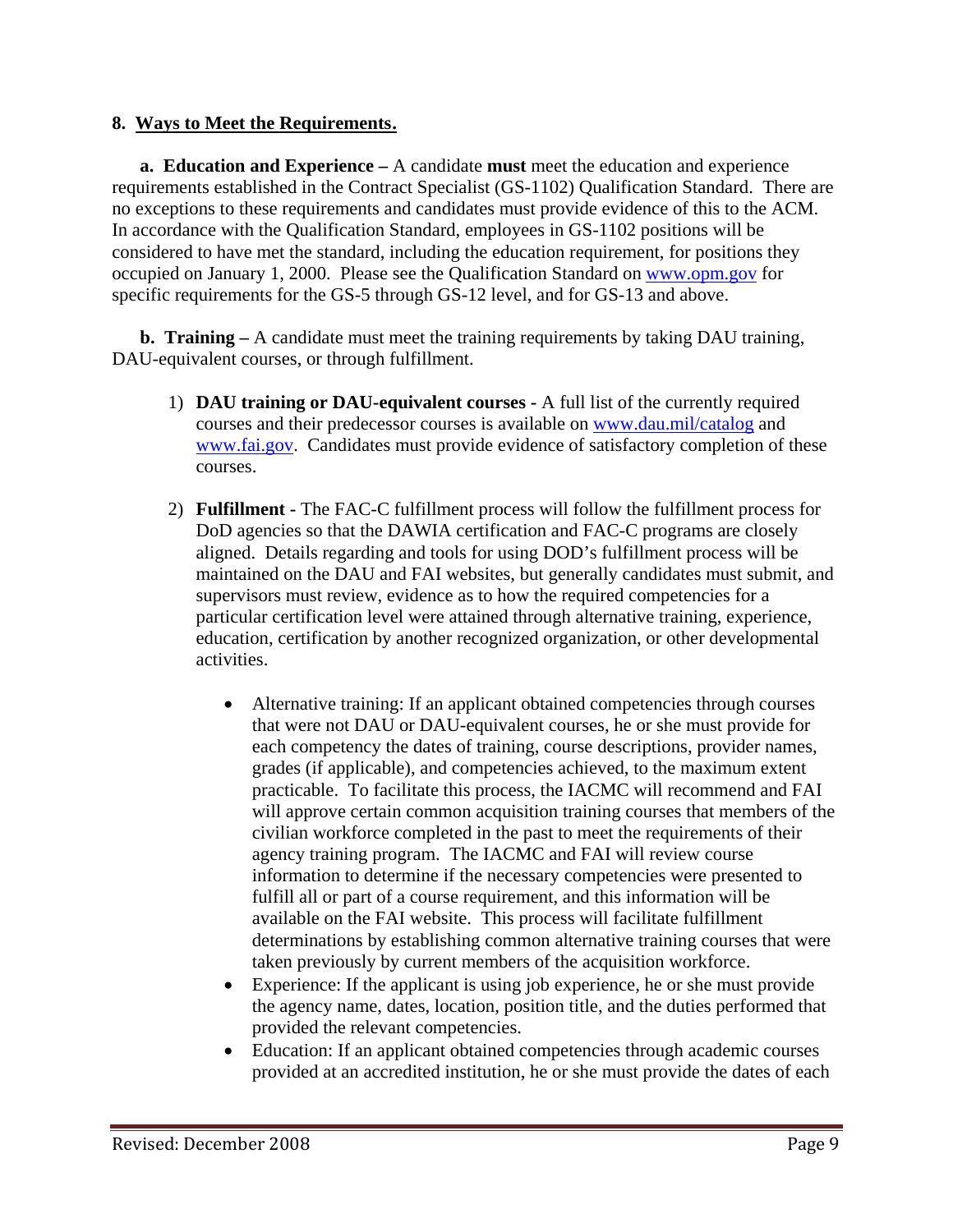**8. Ways to Meet the Requirements.**

**a. Education and Experience –** A candidate **must** meet the education and experience requirements established in the Contract Specialist (GS-1102) Qualification Standard. There are no exceptions to these requirements and candidates must provide evidence of this to the ACM. In accordance with the Qualification Standard, employees in GS-1102 positions will be considered to have met the standard, including the education requirement, for positions they occupied on January 1, 2000. Please see the Qualification Standard on [www.opm.gov](http://www.opm.gov) for specific requirements for the GS-5 through GS-12 level, and for GS-13 and above.

**b. Training –** A candidate must meet the training requirements by taking DAU training, DAU-equivalent courses, or through fulfillment.

1) **DAU training or DAU-equivalent courses -** A full list of the currently required courses and their predecessor courses is available on [www.dau.mil/catalog](http://www.dau.mil/catalog) and [www.fai.gov](http://www.fai.gov). Candidates must provide evidence of satisfactory completion of these courses.

2) **Fulfillment -** The FAC-C fulfillment process will follow the fulfillment process for DoD agencies so that the DAWIA certification and FAC-C programs are closely aligned. Details regarding and tools for using DOD's fulfillment process will be maintained on the DAU and FAI websites, but generally candidates must submit, and supervisors must review, evidence as to how the required competencies for a particular certification level were attained through alternative training, experience, education, certification by another recognized organization, or other developmental activities.

   - Alternative training: If an applicant obtained competencies through courses that were not DAU or DAU-equivalent courses, he or she must provide for each competency the dates of training, course descriptions, provider names, grades (if applicable), and competencies achieved, to the maximum extent practicable. To facilitate this process, the IACMC will recommend and FAI will approve certain common acquisition training courses that members of the civilian workforce completed in the past to meet the requirements of their agency training program. The IACMC and FAI will review course information to determine if the necessary competencies were presented to fulfill all or part of a course requirement, and this information will be available on the FAI website. This process will facilitate fulfillment determinations by establishing common alternative training courses that were taken previously by current members of the acquisition workforce.
   - Experience: If the applicant is using job experience, he or she must provide the agency name, dates, location, position title, and the duties performed that provided the relevant competencies.
   - Education: If an applicant obtained competencies through academic courses provided at an accredited institution, he or she must provide the dates of each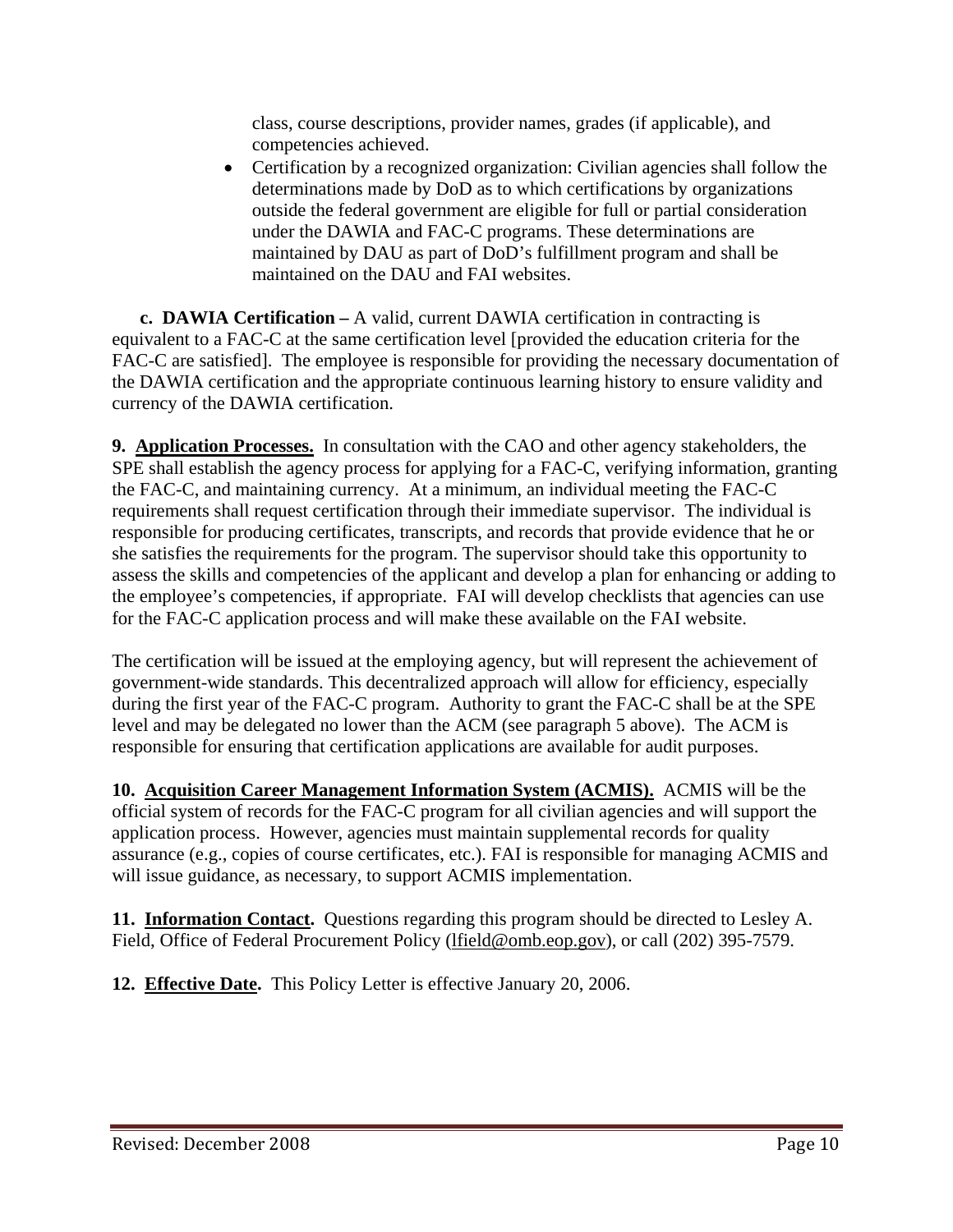class, course descriptions, provider names, grades (if applicable), and competencies achieved.

- Certification by a recognized organization: Civilian agencies shall follow the determinations made by DoD as to which certifications by organizations outside the federal government are eligible for full or partial consideration under the DAWIA and FAC-C programs. These determinations are maintained by DAU as part of DoD's fulfillment program and shall be maintained on the DAU and FAI websites.

**c. DAWIA Certification –** A valid, current DAWIA certification in contracting is equivalent to a FAC-C at the same certification level [provided the education criteria for the FAC-C are satisfied]. The employee is responsible for providing the necessary documentation of the DAWIA certification and the appropriate continuous learning history to ensure validity and currency of the DAWIA certification.

**9. Application Processes.** In consultation with the CAO and other agency stakeholders, the SPE shall establish the agency process for applying for a FAC-C, verifying information, granting the FAC-C, and maintaining currency. At a minimum, an individual meeting the FAC-C requirements shall request certification through their immediate supervisor. The individual is responsible for producing certificates, transcripts, and records that provide evidence that he or she satisfies the requirements for the program. The supervisor should take this opportunity to assess the skills and competencies of the applicant and develop a plan for enhancing or adding to the employee's competencies, if appropriate. FAI will develop checklists that agencies can use for the FAC-C application process and will make these available on the FAI website.

The certification will be issued at the employing agency, but will represent the achievement of government-wide standards. This decentralized approach will allow for efficiency, especially during the first year of the FAC-C program. Authority to grant the FAC-C shall be at the SPE level and may be delegated no lower than the ACM (see paragraph 5 above). The ACM is responsible for ensuring that certification applications are available for audit purposes.

**10. Acquisition Career Management Information System (ACMIS).** ACMIS will be the official system of records for the FAC-C program for all civilian agencies and will support the application process. However, agencies must maintain supplemental records for quality assurance (e.g., copies of course certificates, etc.). FAI is responsible for managing ACMIS and will issue guidance, as necessary, to support ACMIS implementation.

**11. Information Contact.** Questions regarding this program should be directed to Lesley A. Field, Office of Federal Procurement Policy (lfield@omb.eop.gov), or call (202) 395-7579.

**12. Effective Date.** This Policy Letter is effective January 20, 2006.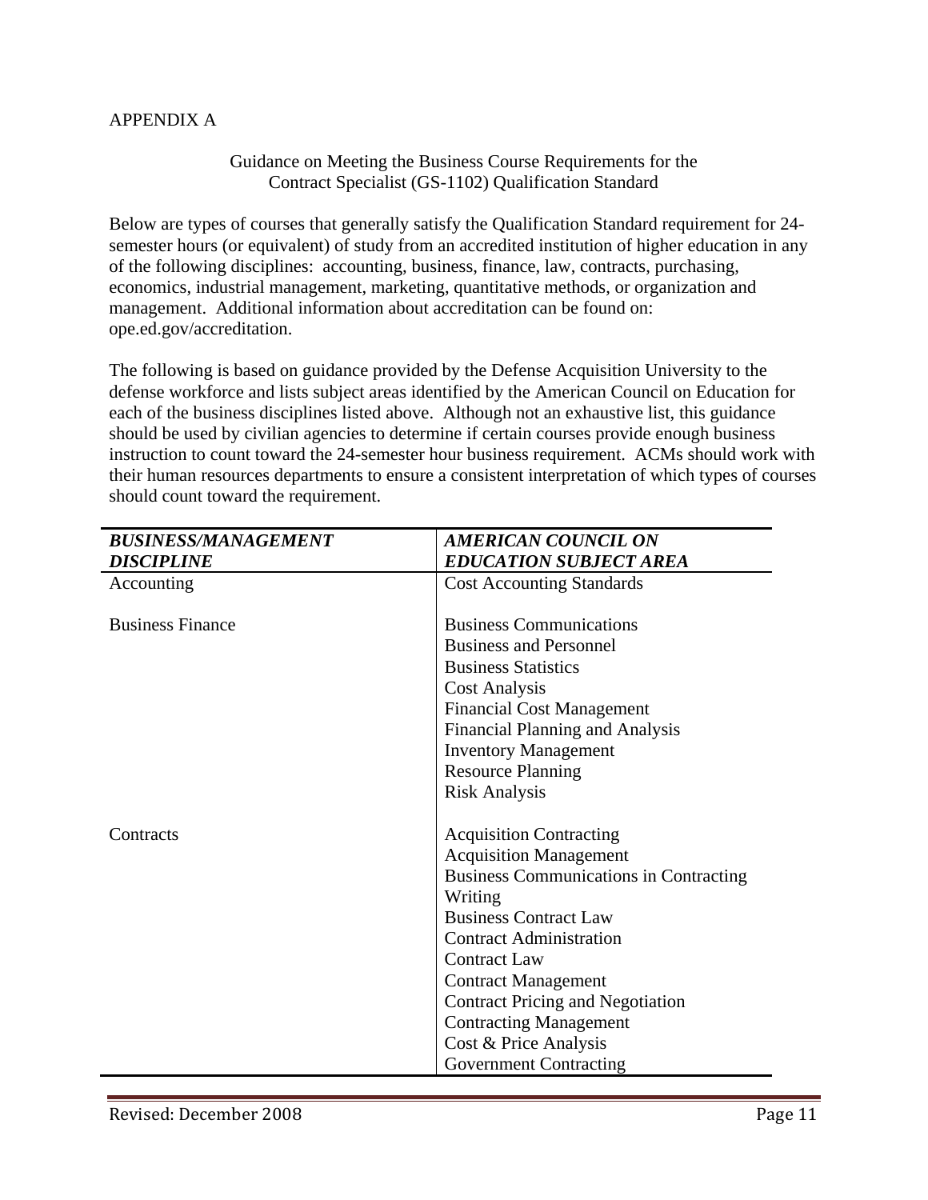APPENDIX A

Guidance on Meeting the Business Course Requirements for the Contract Specialist (GS-1102) Qualification Standard

Below are types of courses that generally satisfy the Qualification Standard requirement for 24-semester hours (or equivalent) of study from an accredited institution of higher education in any of the following disciplines: accounting, business, finance, law, contracts, purchasing, economics, industrial management, marketing, quantitative methods, or organization and management. Additional information about accreditation can be found on: ope.ed.gov/accreditation.

The following is based on guidance provided by the Defense Acquisition University to the defense workforce and lists subject areas identified by the American Council on Education for each of the business disciplines listed above. Although not an exhaustive list, this guidance should be used by civilian agencies to determine if certain courses provide enough business instruction to count toward the 24-semester hour business requirement. ACMs should work with their human resources departments to ensure a consistent interpretation of which types of courses should count toward the requirement.

| ***BUSINESS/MANAGEMENT DISCIPLINE*** | ***AMERICAN COUNCIL ON EDUCATION SUBJECT AREA*** |
|---|---|
| Accounting | Cost Accounting Standards |
| Business Finance | Business Communications |
| | Business and Personnel |
| | Business Statistics |
| | Cost Analysis |
| | Financial Cost Management |
| | Financial Planning and Analysis |
| | Inventory Management |
| | Resource Planning |
| | Risk Analysis |
| Contracts | Acquisition Contracting |
| | Acquisition Management |
| | Business Communications in Contracting Writing |
| | Business Contract Law |
| | Contract Administration |
| | Contract Law |
| | Contract Management |
| | Contract Pricing and Negotiation |
| | Contracting Management |
| | Cost & Price Analysis |
| | Government Contracting |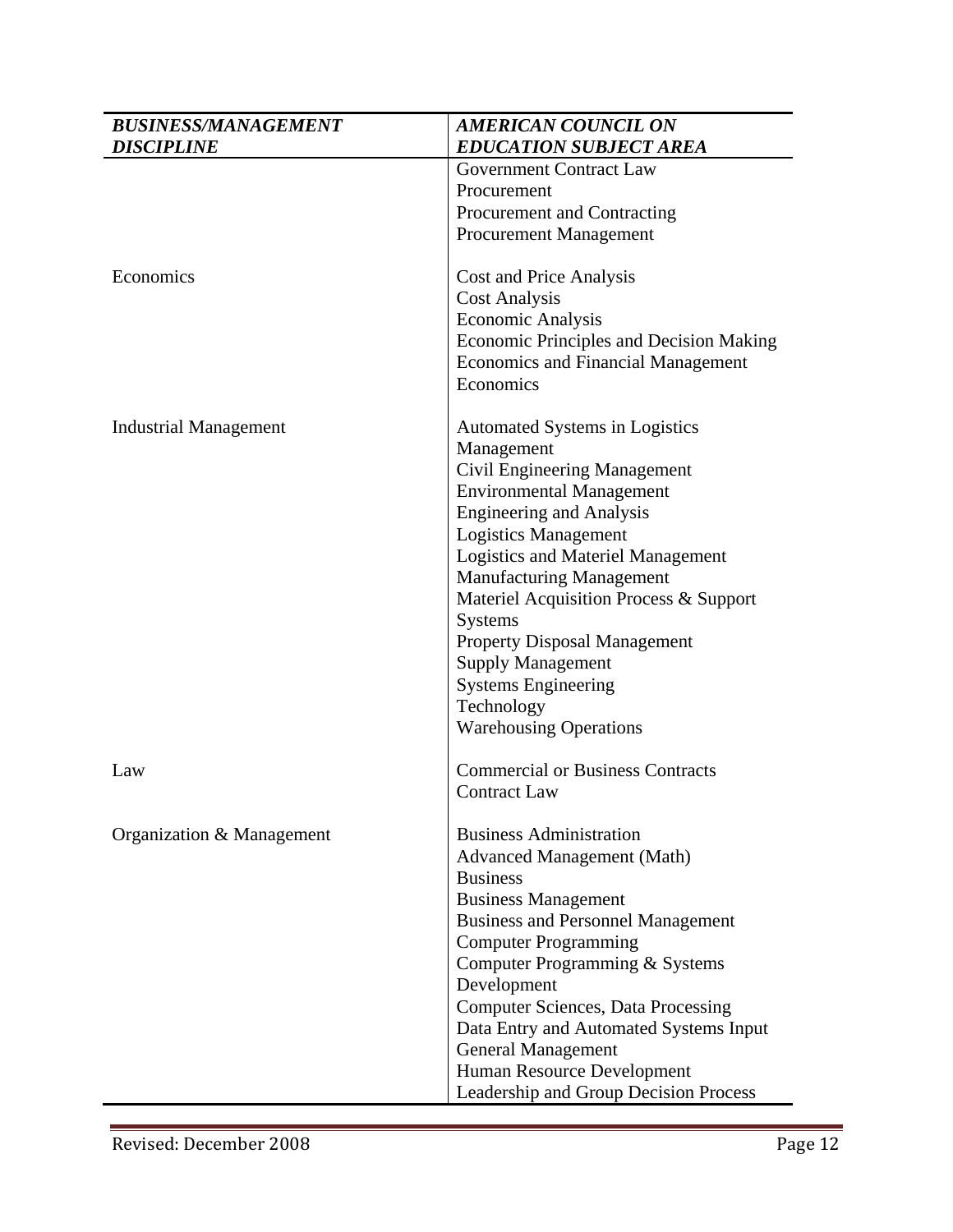| *BUSINESS/MANAGEMENT DISCIPLINE* | *AMERICAN COUNCIL ON EDUCATION SUBJECT AREA* |
|---|---|
| | Government Contract Law<br>Procurement<br>Procurement and Contracting<br>Procurement Management |
| Economics | Cost and Price Analysis<br>Cost Analysis<br>Economic Analysis<br>Economic Principles and Decision Making<br>Economics and Financial Management<br>Economics |
| Industrial Management | Automated Systems in Logistics Management<br>Civil Engineering Management<br>Environmental Management<br>Engineering and Analysis<br>Logistics Management<br>Logistics and Materiel Management<br>Manufacturing Management<br>Materiel Acquisition Process & Support Systems<br>Property Disposal Management<br>Supply Management<br>Systems Engineering<br>Technology<br>Warehousing Operations |
| Law | Commercial or Business Contracts<br>Contract Law |
| Organization & Management | Business Administration<br>Advanced Management (Math)<br>Business<br>Business Management<br>Business and Personnel Management<br>Computer Programming<br>Computer Programming & Systems Development<br>Computer Sciences, Data Processing<br>Data Entry and Automated Systems Input<br>General Management<br>Human Resource Development<br>Leadership and Group Decision Process |

Revised: December 2008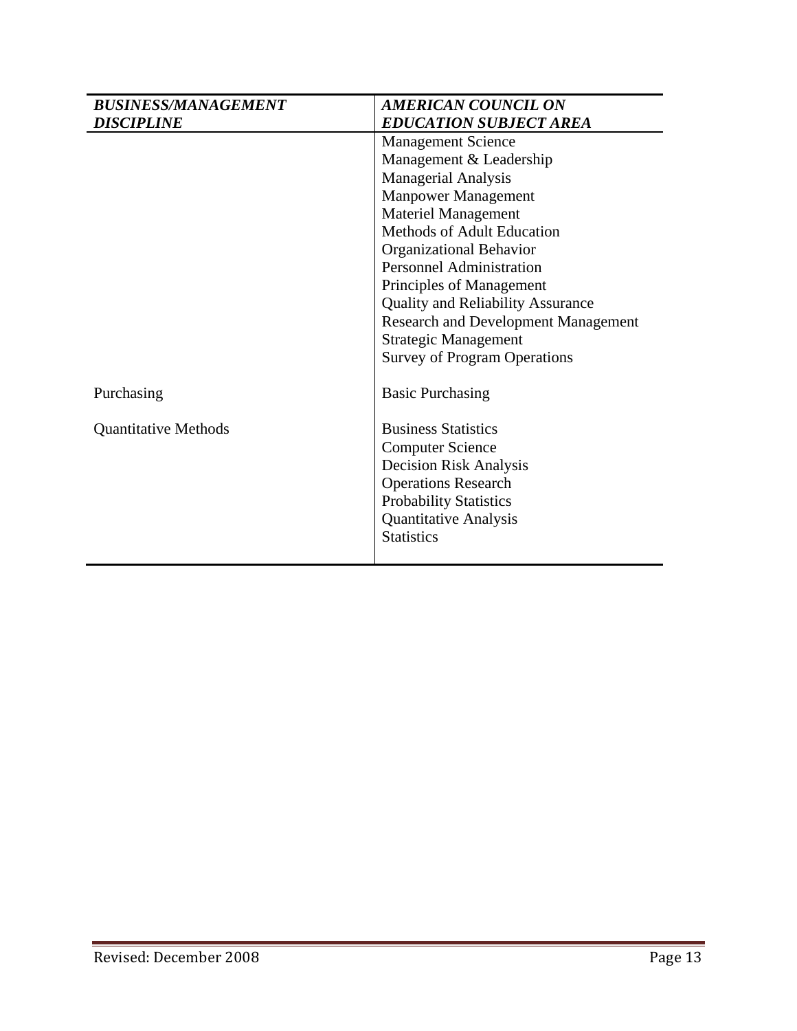| *BUSINESS/MANAGEMENT DISCIPLINE* | *AMERICAN COUNCIL ON EDUCATION SUBJECT AREA* |
|---|---|
| | Management Science |
| | Management & Leadership |
| | Managerial Analysis |
| | Manpower Management |
| | Materiel Management |
| | Methods of Adult Education |
| | Organizational Behavior |
| | Personnel Administration |
| | Principles of Management |
| | Quality and Reliability Assurance |
| | Research and Development Management |
| | Strategic Management |
| | Survey of Program Operations |
| Purchasing | Basic Purchasing |
| Quantitative Methods | Business Statistics |
| | Computer Science |
| | Decision Risk Analysis |
| | Operations Research |
| | Probability Statistics |
| | Quantitative Analysis |
| | Statistics |

Revised: December 2008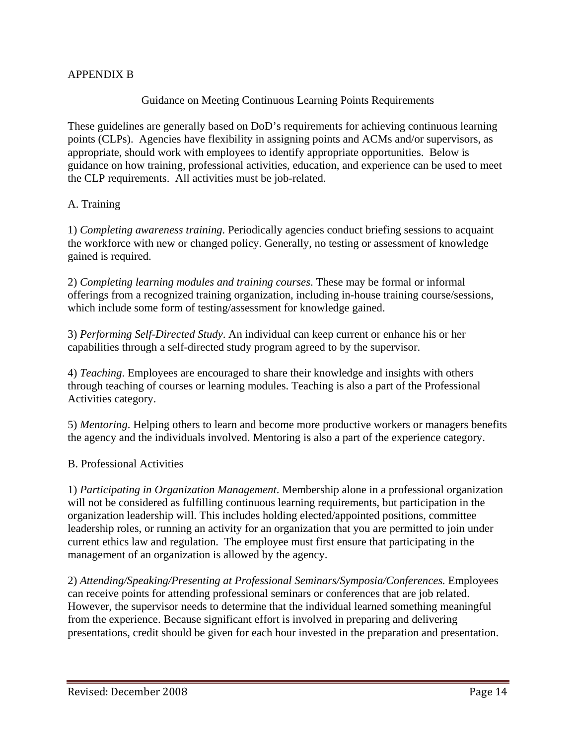## APPENDIX B

### Guidance on Meeting Continuous Learning Points Requirements

These guidelines are generally based on DoD's requirements for achieving continuous learning points (CLPs). Agencies have flexibility in assigning points and ACMs and/or supervisors, as appropriate, should work with employees to identify appropriate opportunities. Below is guidance on how training, professional activities, education, and experience can be used to meet the CLP requirements. All activities must be job-related.

### A. Training

1) *Completing awareness training*. Periodically agencies conduct briefing sessions to acquaint the workforce with new or changed policy. Generally, no testing or assessment of knowledge gained is required.

2) *Completing learning modules and training courses*. These may be formal or informal offerings from a recognized training organization, including in-house training course/sessions, which include some form of testing/assessment for knowledge gained.

3) *Performing Self-Directed Study*. An individual can keep current or enhance his or her capabilities through a self-directed study program agreed to by the supervisor.

4) *Teaching*. Employees are encouraged to share their knowledge and insights with others through teaching of courses or learning modules. Teaching is also a part of the Professional Activities category.

5) *Mentoring*. Helping others to learn and become more productive workers or managers benefits the agency and the individuals involved. Mentoring is also a part of the experience category.

### B. Professional Activities

1) *Participating in Organization Management*. Membership alone in a professional organization will not be considered as fulfilling continuous learning requirements, but participation in the organization leadership will. This includes holding elected/appointed positions, committee leadership roles, or running an activity for an organization that you are permitted to join under current ethics law and regulation. The employee must first ensure that participating in the management of an organization is allowed by the agency.

2) *Attending/Speaking/Presenting at Professional Seminars/Symposia/Conferences.* Employees can receive points for attending professional seminars or conferences that are job related. However, the supervisor needs to determine that the individual learned something meaningful from the experience. Because significant effort is involved in preparing and delivering presentations, credit should be given for each hour invested in the preparation and presentation.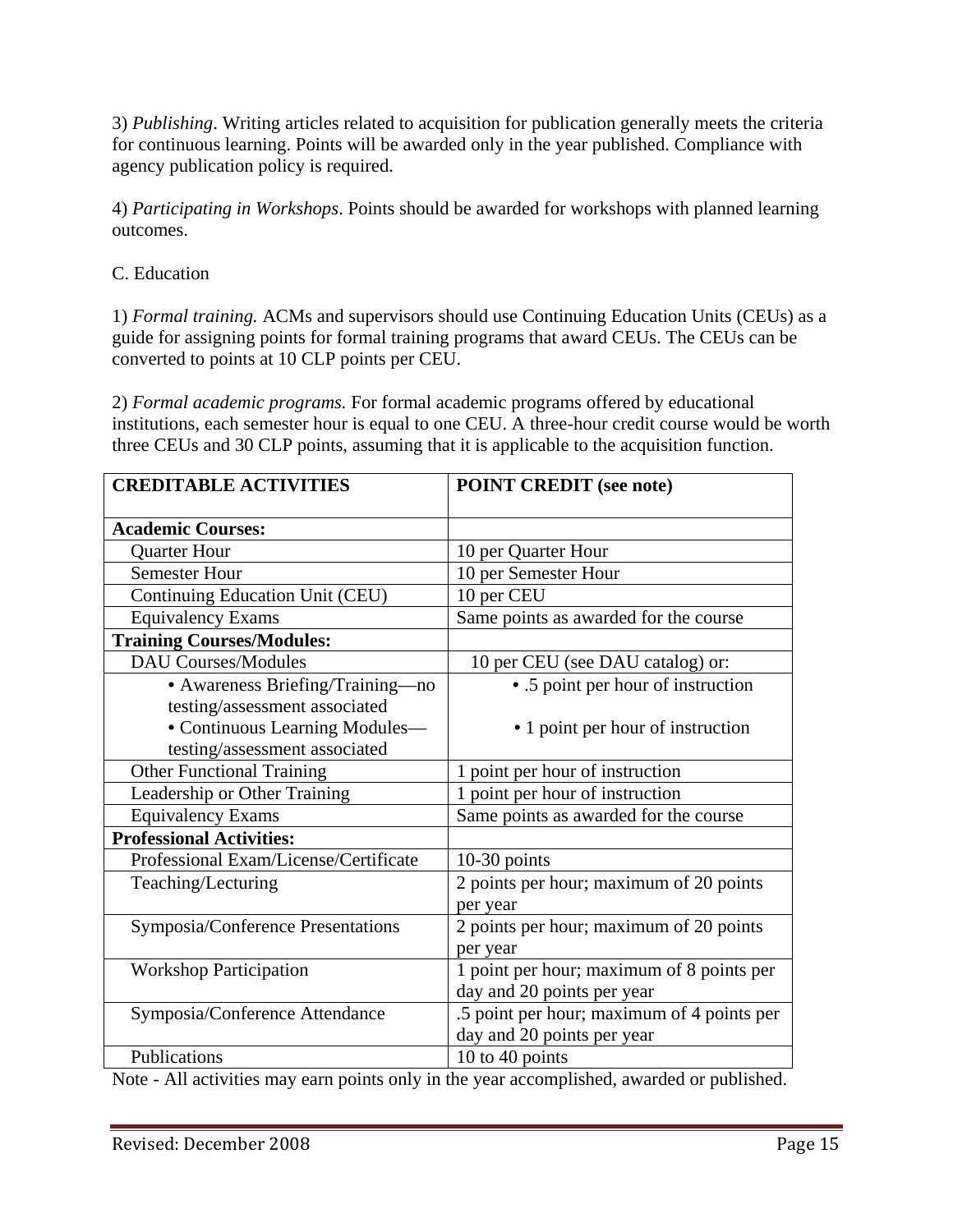3) *Publishing*. Writing articles related to acquisition for publication generally meets the criteria for continuous learning. Points will be awarded only in the year published. Compliance with agency publication policy is required.

4) *Participating in Workshops*. Points should be awarded for workshops with planned learning outcomes.

C. Education

1) *Formal training.* ACMs and supervisors should use Continuing Education Units (CEUs) as a guide for assigning points for formal training programs that award CEUs. The CEUs can be converted to points at 10 CLP points per CEU.

2) *Formal academic programs.* For formal academic programs offered by educational institutions, each semester hour is equal to one CEU. A three-hour credit course would be worth three CEUs and 30 CLP points, assuming that it is applicable to the acquisition function.

| **CREDITABLE ACTIVITIES** | **POINT CREDIT (see note)** |
|---|---|
| **Academic Courses:** | |
| Quarter Hour | 10 per Quarter Hour |
| Semester Hour | 10 per Semester Hour |
| Continuing Education Unit (CEU) | 10 per CEU |
| Equivalency Exams | Same points as awarded for the course |
| **Training Courses/Modules:** | |
| DAU Courses/Modules | 10 per CEU (see DAU catalog) or: |
| • Awareness Briefing/Training—no testing/assessment associated<br>• Continuous Learning Modules—testing/assessment associated | • .5 point per hour of instruction<br>• 1 point per hour of instruction |
| Other Functional Training | 1 point per hour of instruction |
| Leadership or Other Training | 1 point per hour of instruction |
| Equivalency Exams | Same points as awarded for the course |
| **Professional Activities:** | |
| Professional Exam/License/Certificate | 10-30 points |
| Teaching/Lecturing | 2 points per hour; maximum of 20 points per year |
| Symposia/Conference Presentations | 2 points per hour; maximum of 20 points per year |
| Workshop Participation | 1 point per hour; maximum of 8 points per day and 20 points per year |
| Symposia/Conference Attendance | .5 point per hour; maximum of 4 points per day and 20 points per year |
| Publications | 10 to 40 points |

Note - All activities may earn points only in the year accomplished, awarded or published.

Revised: December 2008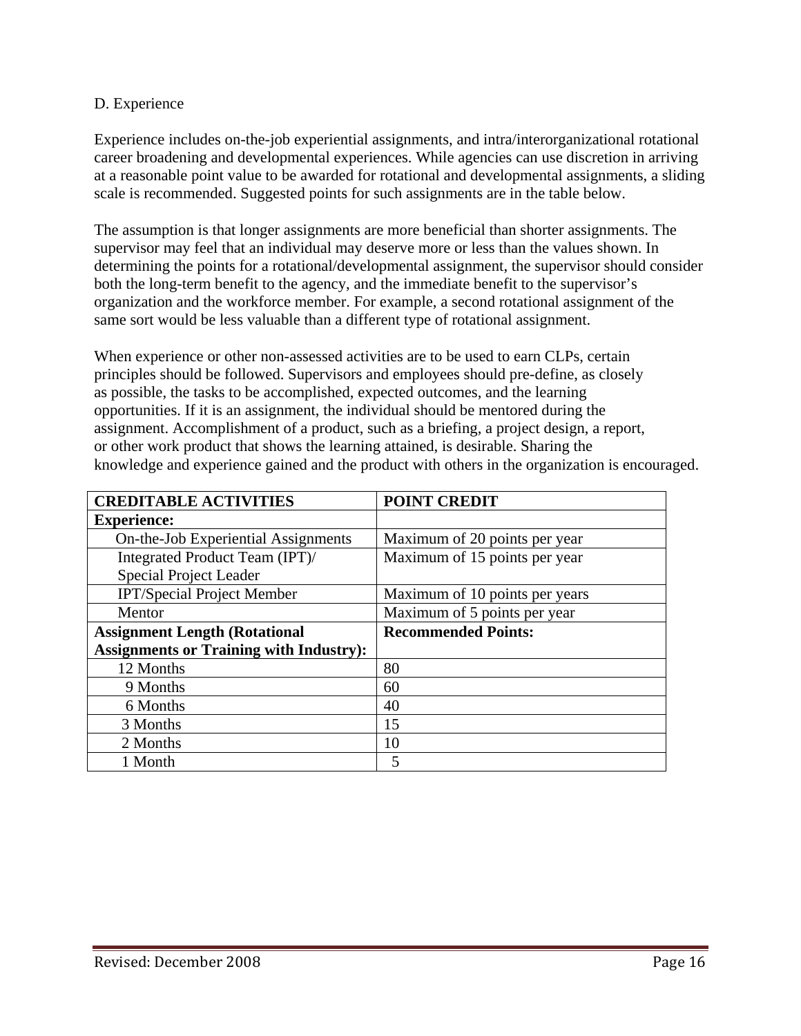D. Experience

Experience includes on-the-job experiential assignments, and intra/interorganizational rotational career broadening and developmental experiences. While agencies can use discretion in arriving at a reasonable point value to be awarded for rotational and developmental assignments, a sliding scale is recommended. Suggested points for such assignments are in the table below.

The assumption is that longer assignments are more beneficial than shorter assignments. The supervisor may feel that an individual may deserve more or less than the values shown. In determining the points for a rotational/developmental assignment, the supervisor should consider both the long-term benefit to the agency, and the immediate benefit to the supervisor's organization and the workforce member. For example, a second rotational assignment of the same sort would be less valuable than a different type of rotational assignment.

When experience or other non-assessed activities are to be used to earn CLPs, certain principles should be followed. Supervisors and employees should pre-define, as closely as possible, the tasks to be accomplished, expected outcomes, and the learning opportunities. If it is an assignment, the individual should be mentored during the assignment. Accomplishment of a product, such as a briefing, a project design, a report, or other work product that shows the learning attained, is desirable. Sharing the knowledge and experience gained and the product with others in the organization is encouraged.

| **CREDITABLE ACTIVITIES** | **POINT CREDIT** |
|---|---|
| **Experience:** | |
| On-the-Job Experiential Assignments | Maximum of 20 points per year |
| Integrated Product Team (IPT)/ Special Project Leader | Maximum of 15 points per year |
| IPT/Special Project Member | Maximum of 10 points per years |
| Mentor | Maximum of 5 points per year |
| **Assignment Length (Rotational Assignments or Training with Industry):** | **Recommended Points:** |
| 12 Months | 80 |
| 9 Months | 60 |
| 6 Months | 40 |
| 3 Months | 15 |
| 2 Months | 10 |
| 1 Month | 5 |